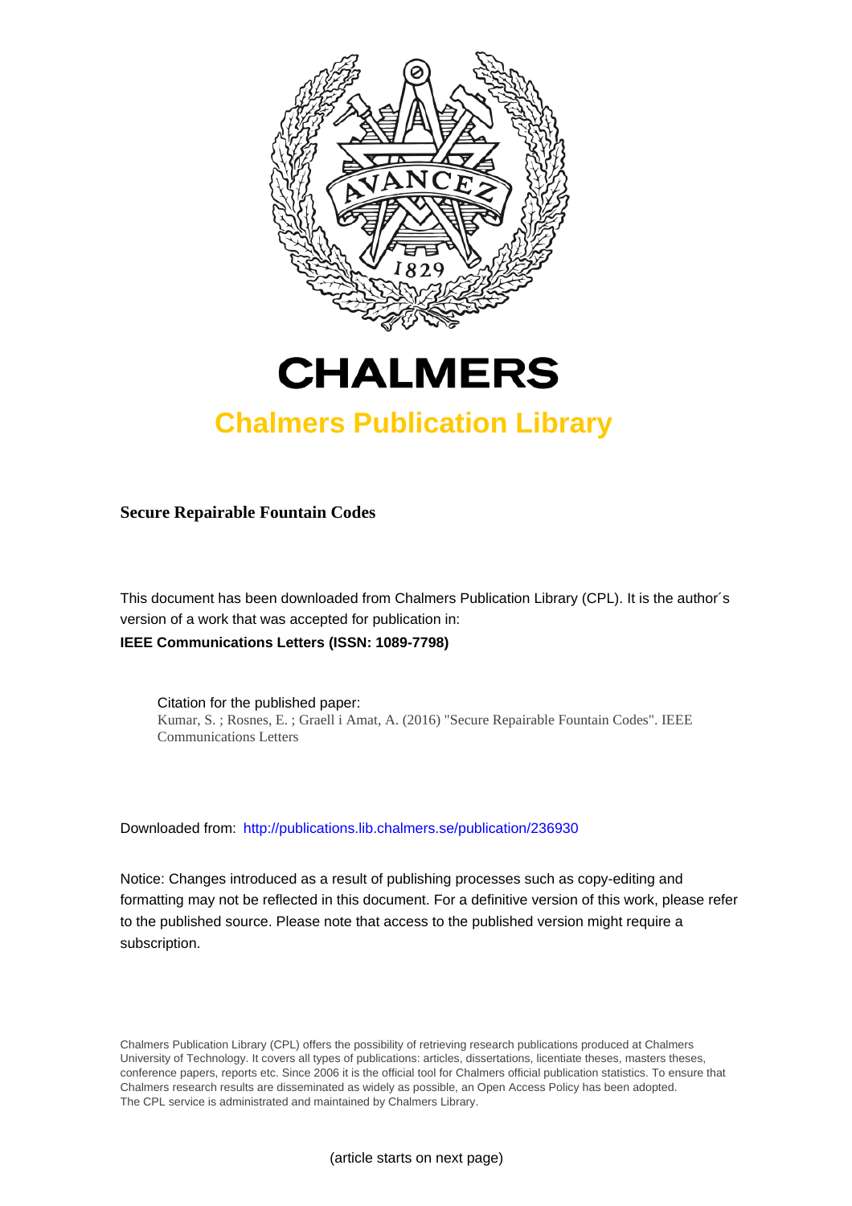# CHALMERS

## Chalmers Publication Library

**Secure Repairable Fountain Codes**

This document has been downloaded from Chalmers Publication Library (CPL). It is the author´s version of a work that was accepted for publication in:

**IEEE Communications Letters (ISSN: 1089-7798)**

Citation for the published paper:
Kumar, S. ; Rosnes, E. ; Graell i Amat, A. (2016) "Secure Repairable Fountain Codes". IEEE Communications Letters

Downloaded from: http://publications.lib.chalmers.se/publication/236930

Notice: Changes introduced as a result of publishing processes such as copy-editing and formatting may not be reflected in this document. For a definitive version of this work, please refer to the published source. Please note that access to the published version might require a subscription.

Chalmers Publication Library (CPL) offers the possibility of retrieving research publications produced at Chalmers University of Technology. It covers all types of publications: articles, dissertations, licentiate theses, masters theses, conference papers, reports etc. Since 2006 it is the official tool for Chalmers official publication statistics. To ensure that Chalmers research results are disseminated as widely as possible, an Open Access Policy has been adopted. The CPL service is administrated and maintained by Chalmers Library.

(article starts on next page)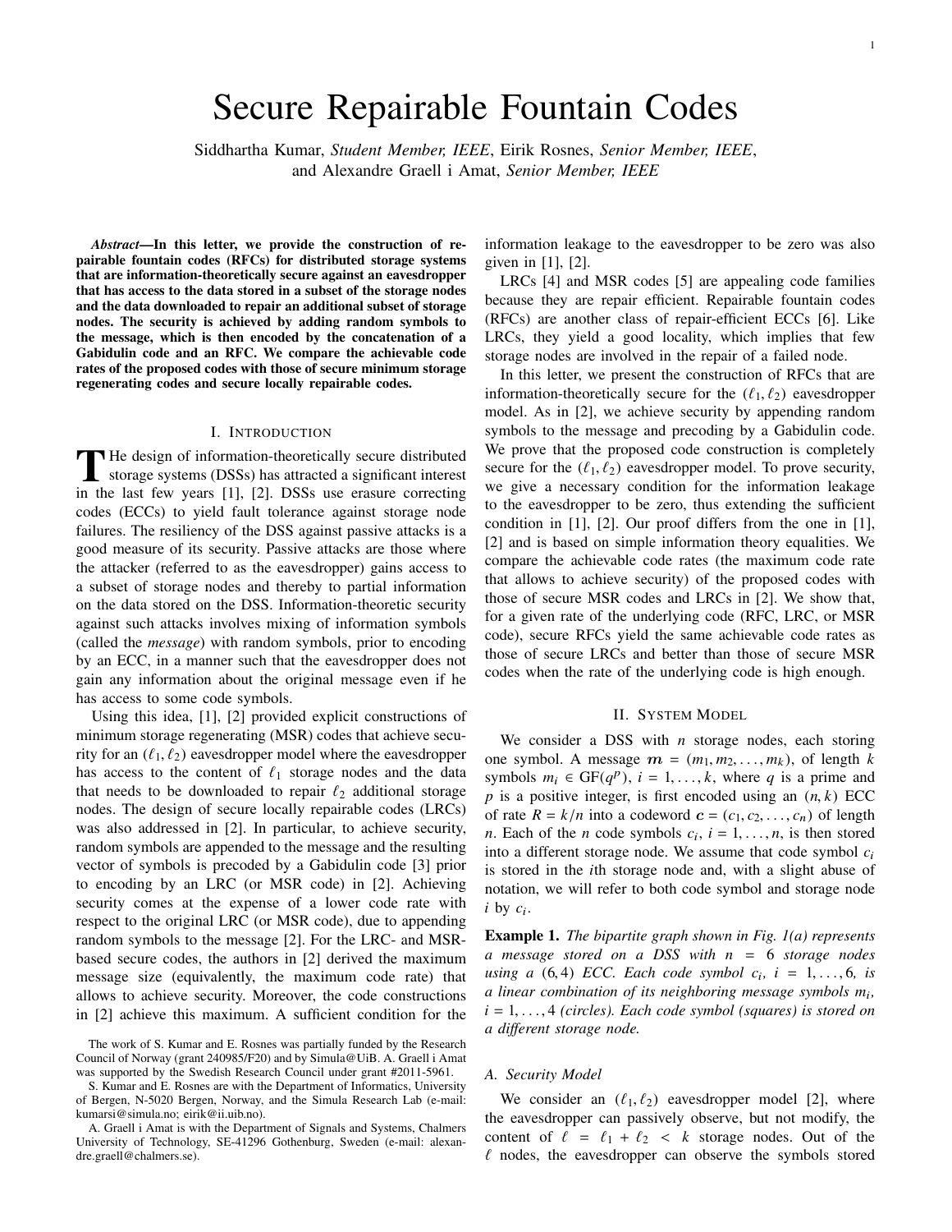# Secure Repairable Fountain Codes

Siddhartha Kumar, *Student Member, IEEE*, Eirik Rosnes, *Senior Member, IEEE*, and Alexandre Graell i Amat, *Senior Member, IEEE*

***Abstract*—In this letter, we provide the construction of repairable fountain codes (RFCs) for distributed storage systems that are information-theoretically secure against an eavesdropper that has access to the data stored in a subset of the storage nodes and the data downloaded to repair an additional subset of storage nodes. The security is achieved by adding random symbols to the message, which is then encoded by the concatenation of a Gabidulin code and an RFC. We compare the achievable code rates of the proposed codes with those of secure minimum storage regenerating codes and secure locally repairable codes.**

## I. Introduction

The design of information-theoretically secure distributed storage systems (DSSs) has attracted a significant interest in the last few years [1], [2]. DSSs use erasure correcting codes (ECCs) to yield fault tolerance against storage node failures. The resiliency of the DSS against passive attacks is a good measure of its security. Passive attacks are those where the attacker (referred to as the eavesdropper) gains access to a subset of storage nodes and thereby to partial information on the data stored on the DSS. Information-theoretic security against such attacks involves mixing of information symbols (called the *message*) with random symbols, prior to encoding by an ECC, in a manner such that the eavesdropper does not gain any information about the original message even if he has access to some code symbols.

Using this idea, [1], [2] provided explicit constructions of minimum storage regenerating (MSR) codes that achieve security for an $(\ell_1, \ell_2)$ eavesdropper model where the eavesdropper has access to the content of $\ell_1$ storage nodes and the data that needs to be downloaded to repair $\ell_2$ additional storage nodes. The design of secure locally repairable codes (LRCs) was also addressed in [2]. In particular, to achieve security, random symbols are appended to the message and the resulting vector of symbols is precoded by a Gabidulin code [3] prior to encoding by an LRC (or MSR code) in [2]. Achieving security comes at the expense of a lower code rate with respect to the original LRC (or MSR code), due to appending random symbols to the message [2]. For the LRC- and MSR-based secure codes, the authors in [2] derived the maximum message size (equivalently, the maximum code rate) that allows to achieve security. Moreover, the code constructions in [2] achieve this maximum. A sufficient condition for the information leakage to the eavesdropper to be zero was also given in [1], [2].

LRCs [4] and MSR codes [5] are appealing code families because they are repair efficient. Repairable fountain codes (RFCs) are another class of repair-efficient ECCs [6]. Like LRCs, they yield a good locality, which implies that few storage nodes are involved in the repair of a failed node.

In this letter, we present the construction of RFCs that are information-theoretically secure for the $(\ell_1, \ell_2)$ eavesdropper model. As in [2], we achieve security by appending random symbols to the message and precoding by a Gabidulin code. We prove that the proposed code construction is completely secure for the $(\ell_1, \ell_2)$ eavesdropper model. To prove security, we give a necessary condition for the information leakage to the eavesdropper to be zero, thus extending the sufficient condition in [1], [2]. Our proof differs from the one in [1], [2] and is based on simple information theory equalities. We compare the achievable code rates (the maximum code rate that allows to achieve security) of the proposed codes with those of secure MSR codes and LRCs in [2]. We show that, for a given rate of the underlying code (RFC, LRC, or MSR code), secure RFCs yield the same achievable code rates as those of secure LRCs and better than those of secure MSR codes when the rate of the underlying code is high enough.

## II. System Model

We consider a DSS with $n$ storage nodes, each storing one symbol. A message $\boldsymbol{m} = (m_1, m_2, \ldots, m_k)$, of length $k$ symbols $m_i \in \mathrm{GF}(q^p)$, $i = 1, \ldots, k$, where $q$ is a prime and $p$ is a positive integer, is first encoded using an $(n, k)$ ECC of rate $R = k/n$ into a codeword $\boldsymbol{c} = (c_1, c_2, \ldots, c_n)$ of length $n$. Each of the $n$ code symbols $c_i$, $i = 1, \ldots, n$, is then stored into a different storage node. We assume that code symbol $c_i$ is stored in the $i$th storage node and, with a slight abuse of notation, we will refer to both code symbol and storage node $i$ by $c_i$.

**Example 1.** *The bipartite graph shown in Fig. 1(a) represents a message stored on a DSS with $n = 6$ storage nodes using a $(6, 4)$ ECC. Each code symbol $c_i$, $i = 1, \ldots, 6$, is a linear combination of its neighboring message symbols $m_i$, $i = 1, \ldots, 4$ (circles). Each code symbol (squares) is stored on a different storage node.*

### A. Security Model

We consider an $(\ell_1, \ell_2)$ eavesdropper model [2], where the eavesdropper can passively observe, but not modify, the content of $\ell = \ell_1 + \ell_2 < k$ storage nodes. Out of the $\ell$ nodes, the eavesdropper can observe the symbols stored

The work of S. Kumar and E. Rosnes was partially funded by the Research Council of Norway (grant 240985/F20) and by Simula@UiB. A. Graell i Amat was supported by the Swedish Research Council under grant #2011-5961.

S. Kumar and E. Rosnes are with the Department of Informatics, University of Bergen, N-5020 Bergen, Norway, and the Simula Research Lab (e-mail: kumarsi@simula.no; eirik@ii.uib.no).

A. Graell i Amat is with the Department of Signals and Systems, Chalmers University of Technology, SE-41296 Gothenburg, Sweden (e-mail: alexandre.graell@chalmers.se).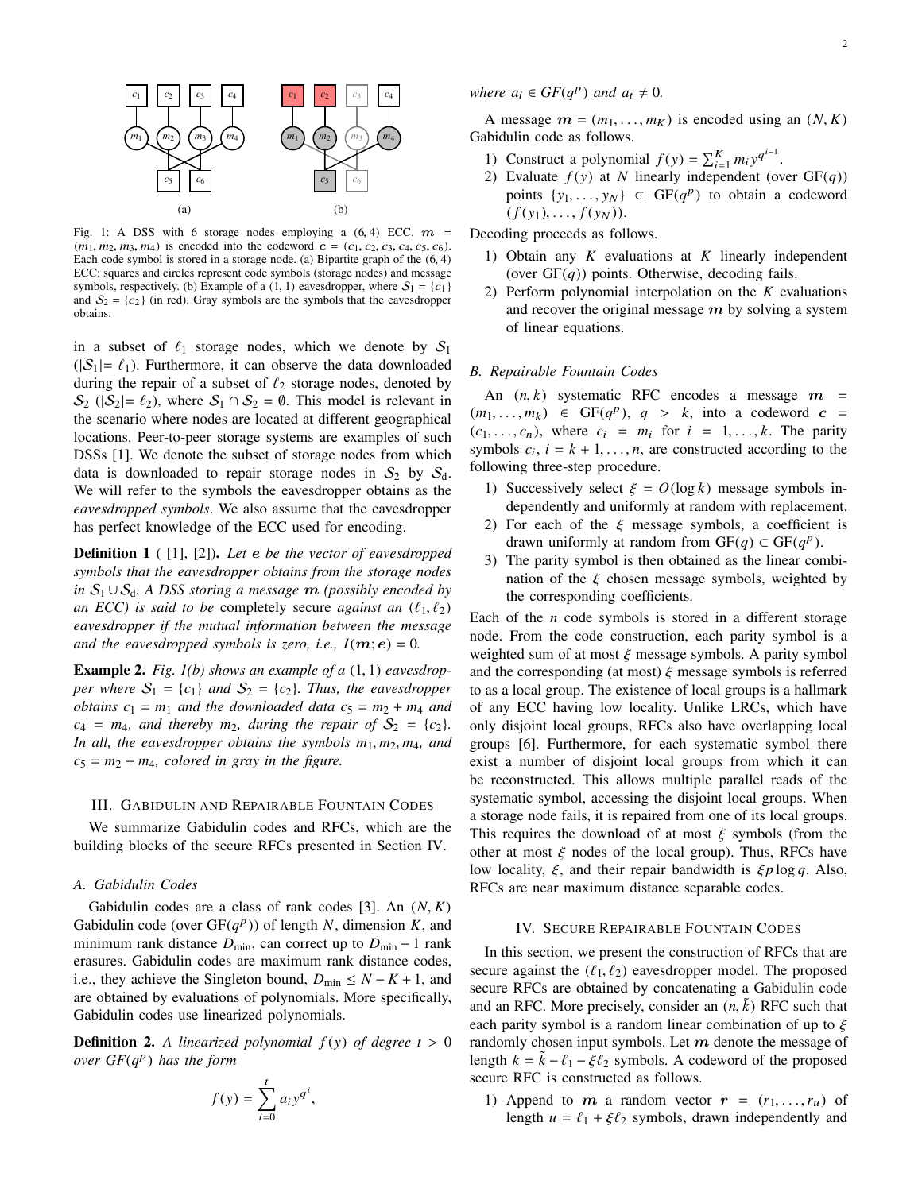Fig. 1: A DSS with 6 storage nodes employing a $(6,4)$ ECC. $\boldsymbol{m} = (m_1, m_2, m_3, m_4)$ is encoded into the codeword $\boldsymbol{c} = (c_1, c_2, c_3, c_4, c_5, c_6)$. Each code symbol is stored in a storage node. (a) Bipartite graph of the $(6,4)$ ECC; squares and circles represent code symbols (storage nodes) and message symbols, respectively. (b) Example of a $(1,1)$ eavesdropper, where $\mathcal{S}_1 = \{c_1\}$ and $\mathcal{S}_2 = \{c_2\}$ (in red). Gray symbols are the symbols that the eavesdropper obtains.

in a subset of $\ell_1$ storage nodes, which we denote by $\mathcal{S}_1$ ($|\mathcal{S}_1| = \ell_1$). Furthermore, it can observe the data downloaded during the repair of a subset of $\ell_2$ storage nodes, denoted by $\mathcal{S}_2$ ($|\mathcal{S}_2| = \ell_2$), where $\mathcal{S}_1 \cap \mathcal{S}_2 = \emptyset$. This model is relevant in the scenario where nodes are located at different geographical locations. Peer-to-peer storage systems are examples of such DSSs [1]. We denote the subset of storage nodes from which data is downloaded to repair storage nodes in $\mathcal{S}_2$ by $\mathcal{S}_\mathrm{d}$. We will refer to the symbols the eavesdropper obtains as the *eavesdropped symbols*. We also assume that the eavesdropper has perfect knowledge of the ECC used for encoding.

**Definition 1** ( [1], [2]). *Let $\boldsymbol{e}$ be the vector of eavesdropped symbols that the eavesdropper obtains from the storage nodes in $\mathcal{S}_1 \cup \mathcal{S}_\mathrm{d}$. A DSS storing a message $\boldsymbol{m}$ (possibly encoded by an ECC) is said to be* completely secure *against an $(\ell_1, \ell_2)$ eavesdropper if the mutual information between the message and the eavesdropped symbols is zero, i.e., $I(\boldsymbol{m}; \boldsymbol{e}) = 0$.*

**Example 2.** *Fig. 1(b) shows an example of a $(1,1)$ eavesdropper where $\mathcal{S}_1 = \{c_1\}$ and $\mathcal{S}_2 = \{c_2\}$. Thus, the eavesdropper obtains $c_1 = m_1$ and the downloaded data $c_5 = m_2 + m_4$ and $c_4 = m_4$, and thereby $m_2$, during the repair of $\mathcal{S}_2 = \{c_2\}$. In all, the eavesdropper obtains the symbols $m_1, m_2, m_4$, and $c_5 = m_2 + m_4$, colored in gray in the figure.*

## III. Gabidulin and Repairable Fountain Codes

We summarize Gabidulin codes and RFCs, which are the building blocks of the secure RFCs presented in Section IV.

### A. Gabidulin Codes

Gabidulin codes are a class of rank codes [3]. An $(N, K)$ Gabidulin code (over $\mathrm{GF}(q^p)$) of length $N$, dimension $K$, and minimum rank distance $D_{\min}$, can correct up to $D_{\min} - 1$ rank erasures. Gabidulin codes are maximum rank distance codes, i.e., they achieve the Singleton bound, $D_{\min} \leq N - K + 1$, and are obtained by evaluations of polynomials. More specifically, Gabidulin codes use linearized polynomials.

**Definition 2.** *A linearized polynomial $f(y)$ of degree $t > 0$ over $GF(q^p)$ has the form*

$$f(y) = \sum_{i=0}^{t} a_i y^{q^i},$$

*where $a_i \in GF(q^p)$ and $a_t \neq 0$.*

A message $\boldsymbol{m} = (m_1, \ldots, m_K)$ is encoded using an $(N, K)$ Gabidulin code as follows.

1) Construct a polynomial $f(y) = \sum_{i=1}^{K} m_i y^{q^{i-1}}$.
2) Evaluate $f(y)$ at $N$ linearly independent (over $\mathrm{GF}(q)$) points $\{y_1, \ldots, y_N\} \subset \mathrm{GF}(q^p)$ to obtain a codeword $(f(y_1), \ldots, f(y_N))$.

Decoding proceeds as follows.

1) Obtain any $K$ evaluations at $K$ linearly independent (over $\mathrm{GF}(q)$) points. Otherwise, decoding fails.
2) Perform polynomial interpolation on the $K$ evaluations and recover the original message $\boldsymbol{m}$ by solving a system of linear equations.

### B. Repairable Fountain Codes

An $(n, k)$ systematic RFC encodes a message $\boldsymbol{m} = (m_1, \ldots, m_k) \in \mathrm{GF}(q^p)$, $q > k$, into a codeword $\boldsymbol{c} = (c_1, \ldots, c_n)$, where $c_i = m_i$ for $i = 1, \ldots, k$. The parity symbols $c_i$, $i = k+1, \ldots, n$, are constructed according to the following three-step procedure.

1) Successively select $\xi = O(\log k)$ message symbols independently and uniformly at random with replacement.
2) For each of the $\xi$ message symbols, a coefficient is drawn uniformly at random from $\mathrm{GF}(q) \subset \mathrm{GF}(q^p)$.
3) The parity symbol is then obtained as the linear combination of the $\xi$ chosen message symbols, weighted by the corresponding coefficients.

Each of the $n$ code symbols is stored in a different storage node. From the code construction, each parity symbol is a weighted sum of at most $\xi$ message symbols. A parity symbol and the corresponding (at most) $\xi$ message symbols is referred to as a local group. The existence of local groups is a hallmark of any ECC having low locality. Unlike LRCs, which have only disjoint local groups, RFCs also have overlapping local groups [6]. Furthermore, for each systematic symbol there exist a number of disjoint local groups from which it can be reconstructed. This allows multiple parallel reads of the systematic symbol, accessing the disjoint local groups. When a storage node fails, it is repaired from one of its local groups. This requires the download of at most $\xi$ symbols (from the other at most $\xi$ nodes of the local group). Thus, RFCs have low locality, $\xi$, and their repair bandwidth is $\xi p \log q$. Also, RFCs are near maximum distance separable codes.

## IV. Secure Repairable Fountain Codes

In this section, we present the construction of RFCs that are secure against the $(\ell_1, \ell_2)$ eavesdropper model. The proposed secure RFCs are obtained by concatenating a Gabidulin code and an RFC. More precisely, consider an $(n, \tilde{k})$ RFC such that each parity symbol is a random linear combination of up to $\xi$ randomly chosen input symbols. Let $\boldsymbol{m}$ denote the message of length $k = \tilde{k} - \ell_1 - \xi \ell_2$ symbols. A codeword of the proposed secure RFC is constructed as follows.

1) Append to $\boldsymbol{m}$ a random vector $\boldsymbol{r} = (r_1, \ldots, r_u)$ of length $u = \ell_1 + \xi \ell_2$ symbols, drawn independently and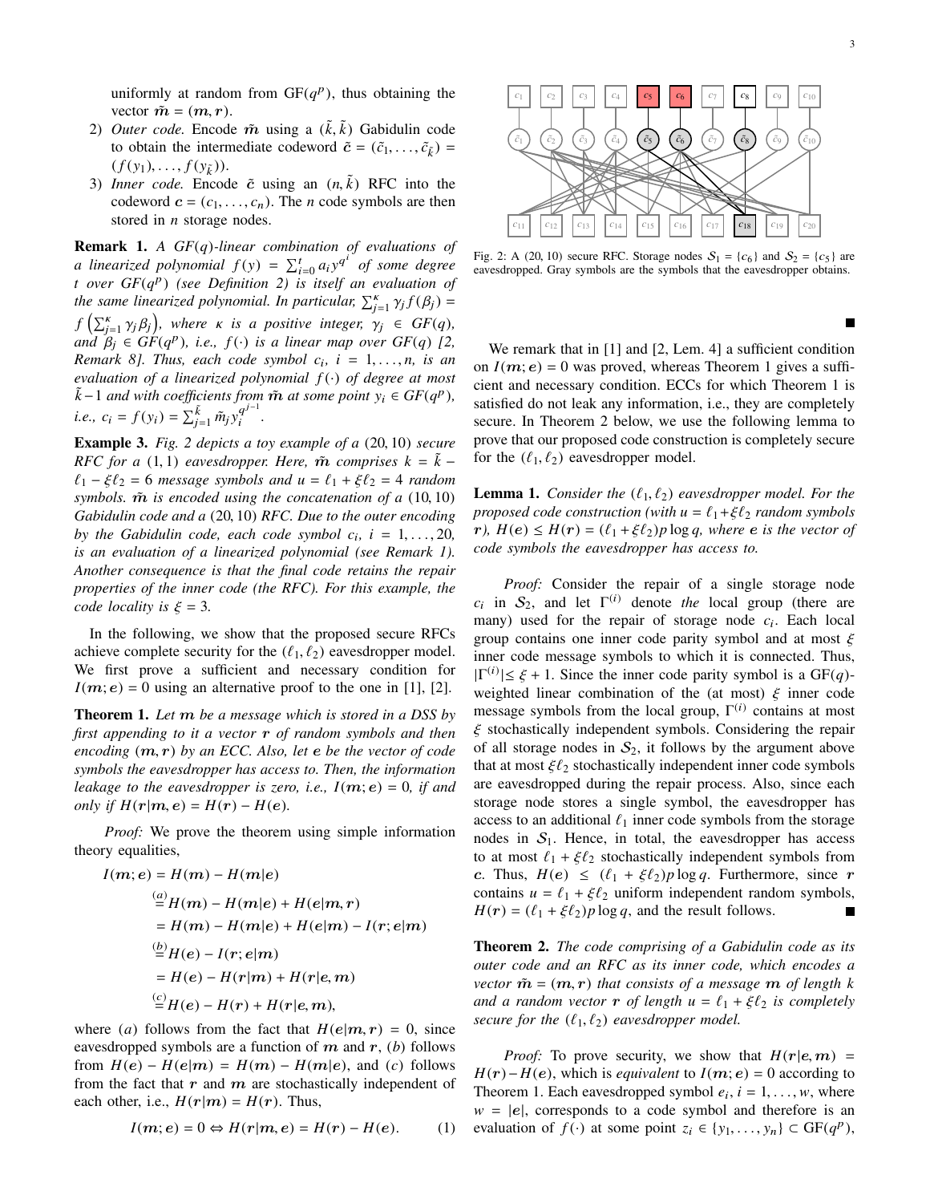uniformly at random from $\mathrm{GF}(q^p)$, thus obtaining the vector $\tilde{\boldsymbol{m}} = (\boldsymbol{m}, \boldsymbol{r})$.

2) *Outer code.* Encode $\tilde{\boldsymbol{m}}$ using a $(\tilde{k}, \tilde{k})$ Gabidulin code to obtain the intermediate codeword $\tilde{\boldsymbol{c}} = (\tilde{c}_1, \ldots, \tilde{c}_{\tilde{k}}) = (f(y_1), \ldots, f(y_{\tilde{k}}))$.
3) *Inner code.* Encode $\tilde{\boldsymbol{c}}$ using an $(n, \tilde{k})$ RFC into the codeword $\boldsymbol{c} = (c_1, \ldots, c_n)$. The $n$ code symbols are then stored in $n$ storage nodes.

**Remark 1.** *A $GF(q)$-linear combination of evaluations of a linearized polynomial $f(y) = \sum_{i=0}^{t} a_i y^{q^i}$ of some degree $t$ over $GF(q^p)$ (see Definition 2) is itself an evaluation of the same linearized polynomial. In particular, $\sum_{j=1}^{\kappa} \gamma_j f(\beta_j) = f\left(\sum_{j=1}^{\kappa} \gamma_j \beta_j\right)$, where $\kappa$ is a positive integer, $\gamma_j \in GF(q)$, and $\beta_j \in GF(q^p)$, i.e., $f(\cdot)$ is a linear map over $GF(q)$ [2, Remark 8]. Thus, each code symbol $c_i$, $i = 1, \ldots, n$, is an evaluation of a linearized polynomial $f(\cdot)$ of degree at most $\tilde{k}-1$ and with coefficients from $\tilde{\boldsymbol{m}}$ at some point $y_i \in GF(q^p)$, i.e., $c_i = f(y_i) = \sum_{j=1}^{\tilde{k}} \tilde{m}_j y_i^{q^{j-1}}$.*

**Example 3.** *Fig. 2 depicts a toy example of a $(20, 10)$ secure RFC for a $(1, 1)$ eavesdropper. Here, $\tilde{\boldsymbol{m}}$ comprises $k = \tilde{k} - \ell_1 - \xi\ell_2 = 6$ message symbols and $u = \ell_1 + \xi\ell_2 = 4$ random symbols. $\tilde{\boldsymbol{m}}$ is encoded using the concatenation of a $(10, 10)$ Gabidulin code and a $(20, 10)$ RFC. Due to the outer encoding by the Gabidulin code, each code symbol $c_i$, $i = 1, \ldots, 20$, is an evaluation of a linearized polynomial (see Remark 1). Another consequence is that the final code retains the repair properties of the inner code (the RFC). For this example, the code locality is $\xi = 3$.*

In the following, we show that the proposed secure RFCs achieve complete security for the $(\ell_1, \ell_2)$ eavesdropper model. We first prove a sufficient and necessary condition for $I(\boldsymbol{m}; \boldsymbol{e}) = 0$ using an alternative proof to the one in [1], [2].

**Theorem 1.** *Let $\boldsymbol{m}$ be a message which is stored in a DSS by first appending to it a vector $\boldsymbol{r}$ of random symbols and then encoding $(\boldsymbol{m}, \boldsymbol{r})$ by an ECC. Also, let $\boldsymbol{e}$ be the vector of code symbols the eavesdropper has access to. Then, the information leakage to the eavesdropper is zero, i.e., $I(\boldsymbol{m}; \boldsymbol{e}) = 0$, if and only if $H(\boldsymbol{r}|\boldsymbol{m}, \boldsymbol{e}) = H(\boldsymbol{r}) - H(\boldsymbol{e})$.*

*Proof:* We prove the theorem using simple information theory equalities,

$$
\begin{aligned}
I(\boldsymbol{m}; \boldsymbol{e}) &= H(\boldsymbol{m}) - H(\boldsymbol{m}|\boldsymbol{e}) \\
&\overset{(a)}{=} H(\boldsymbol{m}) - H(\boldsymbol{m}|\boldsymbol{e}) + H(\boldsymbol{e}|\boldsymbol{m}, \boldsymbol{r}) \\
&= H(\boldsymbol{m}) - H(\boldsymbol{m}|\boldsymbol{e}) + H(\boldsymbol{e}|\boldsymbol{m}) - I(\boldsymbol{r}; \boldsymbol{e}|\boldsymbol{m}) \\
&\overset{(b)}{=} H(\boldsymbol{e}) - I(\boldsymbol{r}; \boldsymbol{e}|\boldsymbol{m}) \\
&= H(\boldsymbol{e}) - H(\boldsymbol{r}|\boldsymbol{m}) + H(\boldsymbol{r}|\boldsymbol{e}, \boldsymbol{m}) \\
&\overset{(c)}{=} H(\boldsymbol{e}) - H(\boldsymbol{r}) + H(\boldsymbol{r}|\boldsymbol{e}, \boldsymbol{m}),
\end{aligned}
$$

where $(a)$ follows from the fact that $H(\boldsymbol{e}|\boldsymbol{m}, \boldsymbol{r}) = 0$, since eavesdropped symbols are a function of $\boldsymbol{m}$ and $\boldsymbol{r}$, $(b)$ follows from $H(\boldsymbol{e}) - H(\boldsymbol{e}|\boldsymbol{m}) = H(\boldsymbol{m}) - H(\boldsymbol{m}|\boldsymbol{e})$, and $(c)$ follows from the fact that $\boldsymbol{r}$ and $\boldsymbol{m}$ are stochastically independent of each other, i.e., $H(\boldsymbol{r}|\boldsymbol{m}) = H(\boldsymbol{r})$. Thus,

$$
I(\boldsymbol{m}; \boldsymbol{e}) = 0 \Leftrightarrow H(\boldsymbol{r}|\boldsymbol{m}, \boldsymbol{e}) = H(\boldsymbol{r}) - H(\boldsymbol{e}). \tag{1}
$$

Fig. 2: A $(20, 10)$ secure RFC. Storage nodes $\mathcal{S}_1 = \{c_6\}$ and $\mathcal{S}_2 = \{c_5\}$ are eavesdropped. Gray symbols are the symbols that the eavesdropper obtains.

∎

We remark that in [1] and [2, Lem. 4] a sufficient condition on $I(\boldsymbol{m}; \boldsymbol{e}) = 0$ was proved, whereas Theorem 1 gives a sufficient and necessary condition. ECCs for which Theorem 1 is satisfied do not leak any information, i.e., they are completely secure. In Theorem 2 below, we use the following lemma to prove that our proposed code construction is completely secure for the $(\ell_1, \ell_2)$ eavesdropper model.

**Lemma 1.** *Consider the $(\ell_1, \ell_2)$ eavesdropper model. For the proposed code construction (with $u = \ell_1 + \xi\ell_2$ random symbols $\boldsymbol{r}$), $H(\boldsymbol{e}) \leq H(\boldsymbol{r}) = (\ell_1 + \xi\ell_2)p \log q$, where $\boldsymbol{e}$ is the vector of code symbols the eavesdropper has access to.*

*Proof:* Consider the repair of a single storage node $c_i$ in $\mathcal{S}_2$, and let $\Gamma^{(i)}$ denote *the* local group (there are many) used for the repair of storage node $c_i$. Each local group contains one inner code parity symbol and at most $\xi$ inner code message symbols to which it is connected. Thus, $|\Gamma^{(i)}| \leq \xi + 1$. Since the inner code parity symbol is a $\mathrm{GF}(q)$-weighted linear combination of the (at most) $\xi$ inner code message symbols from the local group, $\Gamma^{(i)}$ contains at most $\xi$ stochastically independent symbols. Considering the repair of all storage nodes in $\mathcal{S}_2$, it follows by the argument above that at most $\xi\ell_2$ stochastically independent inner code symbols are eavesdropped during the repair process. Also, since each storage node stores a single symbol, the eavesdropper has access to an additional $\ell_1$ inner code symbols from the storage nodes in $\mathcal{S}_1$. Hence, in total, the eavesdropper has access to at most $\ell_1 + \xi\ell_2$ stochastically independent symbols from $\boldsymbol{c}$. Thus, $H(\boldsymbol{e}) \leq (\ell_1 + \xi\ell_2)p \log q$. Furthermore, since $\boldsymbol{r}$ contains $u = \ell_1 + \xi\ell_2$ uniform independent random symbols, $H(\boldsymbol{r}) = (\ell_1 + \xi\ell_2)p \log q$, and the result follows. ∎

**Theorem 2.** *The code comprising of a Gabidulin code as its outer code and an RFC as its inner code, which encodes a vector $\tilde{\boldsymbol{m}} = (\boldsymbol{m}, \boldsymbol{r})$ that consists of a message $\boldsymbol{m}$ of length $k$ and a random vector $\boldsymbol{r}$ of length $u = \ell_1 + \xi\ell_2$ is completely secure for the $(\ell_1, \ell_2)$ eavesdropper model.*

*Proof:* To prove security, we show that $H(\boldsymbol{r}|\boldsymbol{e}, \boldsymbol{m}) = H(\boldsymbol{r}) - H(\boldsymbol{e})$, which is *equivalent* to $I(\boldsymbol{m}; \boldsymbol{e}) = 0$ according to Theorem 1. Each eavesdropped symbol $e_i$, $i = 1, \ldots, w$, where $w = |\boldsymbol{e}|$, corresponds to a code symbol and therefore is an evaluation of $f(\cdot)$ at some point $z_i \in \{y_1, \ldots, y_n\} \subset \mathrm{GF}(q^p)$,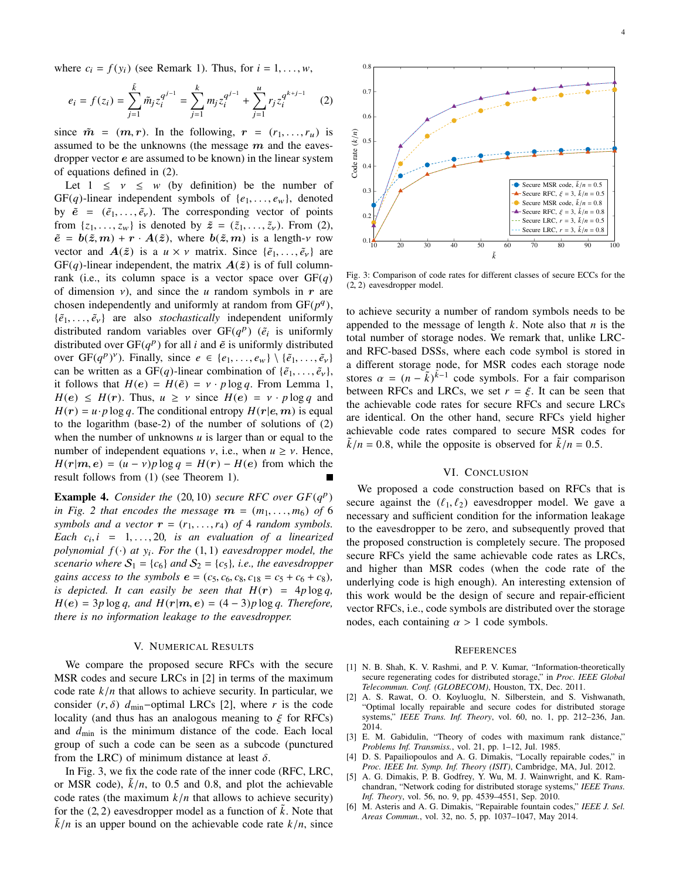where $c_i = f(y_i)$ (see Remark 1). Thus, for $i = 1, \ldots, w$,

$$e_i = f(z_i) = \sum_{j=1}^{\tilde{k}} \tilde{m}_j z_i^{q^{j-1}} = \sum_{j=1}^{k} m_j z_i^{q^{j-1}} + \sum_{j=1}^{u} r_j z_i^{q^{k+j-1}} \quad (2)$$

since $\tilde{\boldsymbol{m}} = (\boldsymbol{m}, \boldsymbol{r})$. In the following, $\boldsymbol{r} = (r_1, \ldots, r_u)$ is assumed to be the unknowns (the message $\boldsymbol{m}$ and the eavesdropper vector $\boldsymbol{e}$ are assumed to be known) in the linear system of equations defined in (2).

Let $1 \leq v \leq w$ (by definition) be the number of $\mathrm{GF}(q)$-linear independent symbols of $\{e_1, \ldots, e_w\}$, denoted by $\tilde{\boldsymbol{e}} = (\tilde{e}_1, \ldots, \tilde{e}_v)$. The corresponding vector of points from $\{z_1, \ldots, z_w\}$ is denoted by $\tilde{\boldsymbol{z}} = (\tilde{z}_1, \ldots, \tilde{z}_v)$. From (2), $\tilde{\boldsymbol{e}} = \boldsymbol{b}(\tilde{\boldsymbol{z}}, \boldsymbol{m}) + \boldsymbol{r} \cdot \boldsymbol{A}(\tilde{\boldsymbol{z}})$, where $\boldsymbol{b}(\tilde{\boldsymbol{z}}, \boldsymbol{m})$ is a length-$v$ row vector and $\boldsymbol{A}(\tilde{\boldsymbol{z}})$ is a $u \times v$ matrix. Since $\{\tilde{e}_1, \ldots, \tilde{e}_v\}$ are $\mathrm{GF}(q)$-linear independent, the matrix $\boldsymbol{A}(\tilde{\boldsymbol{z}})$ is of full column-rank (i.e., its column space is a vector space over $\mathrm{GF}(q)$ of dimension $v$), and since the $u$ random symbols in $\boldsymbol{r}$ are chosen independently and uniformly at random from $\mathrm{GF}(p^q)$, $\{\tilde{e}_1, \ldots, \tilde{e}_v\}$ are also *stochastically* independent uniformly distributed random variables over $\mathrm{GF}(q^p)$ ($\tilde{e}_i$ is uniformly distributed over $\mathrm{GF}(q^p)$ for all $i$ and $\tilde{\boldsymbol{e}}$ is uniformly distributed over $\mathrm{GF}(q^p)^v$). Finally, since $e \in \{e_1, \ldots, e_w\} \setminus \{\tilde{e}_1, \ldots, \tilde{e}_v\}$ can be written as a $\mathrm{GF}(q)$-linear combination of $\{\tilde{e}_1, \ldots, \tilde{e}_v\}$, it follows that $H(\boldsymbol{e}) = H(\tilde{\boldsymbol{e}}) = v \cdot p \log q$. From Lemma 1, $H(\boldsymbol{e}) \leq H(\boldsymbol{r})$. Thus, $u \geq v$ since $H(\boldsymbol{e}) = v \cdot p \log q$ and $H(\boldsymbol{r}) = u \cdot p \log q$. The conditional entropy $H(\boldsymbol{r}|\boldsymbol{e}, \boldsymbol{m})$ is equal to the logarithm (base-2) of the number of solutions of (2) when the number of unknowns $u$ is larger than or equal to the number of independent equations $v$, i.e., when $u \geq v$. Hence, $H(\boldsymbol{r}|\boldsymbol{m}, \boldsymbol{e}) = (u - v) p \log q = H(\boldsymbol{r}) - H(\boldsymbol{e})$ from which the result follows from (1) (see Theorem 1). ∎

**Example 4.** *Consider the (20, 10) secure RFC over $GF(q^p)$ in Fig. 2 that encodes the message $\boldsymbol{m} = (m_1, \ldots, m_6)$ of 6 symbols and a vector $\boldsymbol{r} = (r_1, \ldots, r_4)$ of 4 random symbols. Each $c_i, i = 1, \ldots, 20$, is an evaluation of a linearized polynomial $f(\cdot)$ at $y_i$. For the (1, 1) eavesdropper model, the scenario where $\mathcal{S}_1 = \{c_6\}$ and $\mathcal{S}_2 = \{c_5\}$, i.e., the eavesdropper gains access to the symbols $\boldsymbol{e} = (c_5, c_6, c_8, c_{18} = c_5 + c_6 + c_8)$, is depicted. It can easily be seen that $H(\boldsymbol{r}) = 4p \log q$, $H(\boldsymbol{e}) = 3p \log q$, and $H(\boldsymbol{r}|\boldsymbol{m}, \boldsymbol{e}) = (4-3)p \log q$. Therefore, there is no information leakage to the eavesdropper.*

## V. Numerical Results

We compare the proposed secure RFCs with the secure MSR codes and secure LRCs in [2] in terms of the maximum code rate $k/n$ that allows to achieve security. In particular, we consider $(r, \delta)$ $d_{\min}$−optimal LRCs [2], where $r$ is the code locality (and thus has an analogous meaning to $\xi$ for RFCs) and $d_{\min}$ is the minimum distance of the code. Each local group of such a code can be seen as a subcode (punctured from the LRC) of minimum distance at least $\delta$.

In Fig. 3, we fix the code rate of the inner code (RFC, LRC, or MSR code), $\tilde{k}/n$, to 0.5 and 0.8, and plot the achievable code rates (the maximum $k/n$ that allows to achieve security) for the (2, 2) eavesdropper model as a function of $\tilde{k}$. Note that $\tilde{k}/n$ is an upper bound on the achievable code rate $k/n$, since

Code rate ($k/n$)
0.1 0.2 0.3 0.4 0.5 0.6 0.7 0.8
10 20 30 40 50 60 70 80 90 100
$\tilde{k}$
Secure MSR code, $\tilde{k}/n = 0.5$
Secure RFC, $\xi = 3$, $\tilde{k}/n = 0.5$
Secure MSR code, $\tilde{k}/n = 0.8$
Secure RFC, $\xi = 3$, $\tilde{k}/n = 0.8$
Secure LRC, $r = 3$, $\tilde{k}/n = 0.5$
Secure LRC, $r = 3$, $\tilde{k}/n = 0.8$

Fig. 3: Comparison of code rates for different classes of secure ECCs for the (2, 2) eavesdropper model.

to achieve security a number of random symbols needs to be appended to the message of length $k$. Note also that $n$ is the total number of storage nodes. We remark that, unlike LRC- and RFC-based DSSs, where each code symbol is stored in a different storage node, for MSR codes each storage node stores $\alpha = (n - \tilde{k})^{\tilde{k}-1}$ code symbols. For a fair comparison between RFCs and LRCs, we set $r = \xi$. It can be seen that the achievable code rates for secure RFCs and secure LRCs are identical. On the other hand, secure RFCs yield higher achievable code rates compared to secure MSR codes for $\tilde{k}/n = 0.8$, while the opposite is observed for $\tilde{k}/n = 0.5$.

## VI. Conclusion

We proposed a code construction based on RFCs that is secure against the $(\ell_1, \ell_2)$ eavesdropper model. We gave a necessary and sufficient condition for the information leakage to the eavesdropper to be zero, and subsequently proved that the proposed construction is completely secure. The proposed secure RFCs yield the same achievable code rates as LRCs, and higher than MSR codes (when the code rate of the underlying code is high enough). An interesting extension of this work would be the design of secure and repair-efficient vector RFCs, i.e., code symbols are distributed over the storage nodes, each containing $\alpha > 1$ code symbols.

## References

[1] N. B. Shah, K. V. Rashmi, and P. V. Kumar, "Information-theoretically secure regenerating codes for distributed storage," in *Proc. IEEE Global Telecommun. Conf. (GLOBECOM)*, Houston, TX, Dec. 2011.

[2] A. S. Rawat, O. O. Koyluoglu, N. Silberstein, and S. Vishwanath, "Optimal locally repairable and secure codes for distributed storage systems," *IEEE Trans. Inf. Theory*, vol. 60, no. 1, pp. 212–236, Jan. 2014.

[3] E. M. Gabidulin, "Theory of codes with maximum rank distance," *Problems Inf. Transmiss.*, vol. 21, pp. 1–12, Jul. 1985.

[4] D. S. Papailiopoulos and A. G. Dimakis, "Locally repairable codes," in *Proc. IEEE Int. Symp. Inf. Theory (ISIT)*, Cambridge, MA, Jul. 2012.

[5] A. G. Dimakis, P. B. Godfrey, Y. Wu, M. J. Wainwright, and K. Ramchandran, "Network coding for distributed storage systems," *IEEE Trans. Inf. Theory*, vol. 56, no. 9, pp. 4539–4551, Sep. 2010.

[6] M. Asteris and A. G. Dimakis, "Repairable fountain codes," *IEEE J. Sel. Areas Commun.*, vol. 32, no. 5, pp. 1037–1047, May 2014.